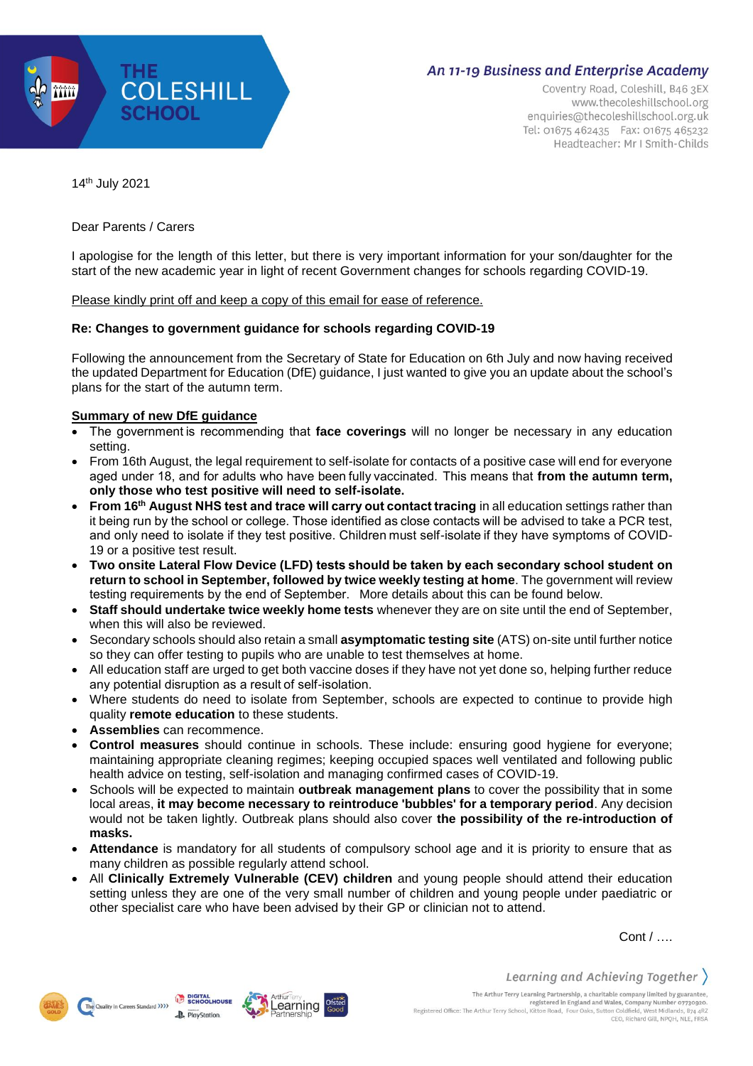**THE COLESHILL SCHOOL**

*An 11-19 Business and Enterprise Academy*

Coventry Road, Coleshill, B46 3EX
www.thecoleshillschool.org
enquiries@thecoleshillschool.org.uk
Tel: 01675 462435 Fax: 01675 465232
Headteacher: Mr I Smith-Childs

14th July 2021

Dear Parents / Carers

I apologise for the length of this letter, but there is very important information for your son/daughter for the start of the new academic year in light of recent Government changes for schools regarding COVID-19.

<u>Please kindly print off and keep a copy of this email for ease of reference.</u>

**Re: Changes to government guidance for schools regarding COVID-19**

Following the announcement from the Secretary of State for Education on 6th July and now having received the updated Department for Education (DfE) guidance, I just wanted to give you an update about the school's plans for the start of the autumn term.

**<u>Summary of new DfE guidance</u>**

- The government is recommending that **face coverings** will no longer be necessary in any education setting.
- From 16th August, the legal requirement to self-isolate for contacts of a positive case will end for everyone aged under 18, and for adults who have been fully vaccinated. This means that **from the autumn term, only those who test positive will need to self-isolate.**
- **From 16th August NHS test and trace will carry out contact tracing** in all education settings rather than it being run by the school or college. Those identified as close contacts will be advised to take a PCR test, and only need to isolate if they test positive. Children must self-isolate if they have symptoms of COVID-19 or a positive test result.
- **Two onsite Lateral Flow Device (LFD) tests should be taken by each secondary school student on return to school in September, followed by twice weekly testing at home**. The government will review testing requirements by the end of September. More details about this can be found below.
- **Staff should undertake twice weekly home tests** whenever they are on site until the end of September, when this will also be reviewed.
- Secondary schools should also retain a small **asymptomatic testing site** (ATS) on-site until further notice so they can offer testing to pupils who are unable to test themselves at home.
- All education staff are urged to get both vaccine doses if they have not yet done so, helping further reduce any potential disruption as a result of self-isolation.
- Where students do need to isolate from September, schools are expected to continue to provide high quality **remote education** to these students.
- **Assemblies** can recommence.
- **Control measures** should continue in schools. These include: ensuring good hygiene for everyone; maintaining appropriate cleaning regimes; keeping occupied spaces well ventilated and following public health advice on testing, self-isolation and managing confirmed cases of COVID-19.
- Schools will be expected to maintain **outbreak management plans** to cover the possibility that in some local areas, **it may become necessary to reintroduce 'bubbles' for a temporary period**. Any decision would not be taken lightly. Outbreak plans should also cover **the possibility of the re-introduction of masks.**
- **Attendance** is mandatory for all students of compulsory school age and it is priority to ensure that as many children as possible regularly attend school.
- All **Clinically Extremely Vulnerable (CEV) children** and young people should attend their education setting unless they are one of the very small number of children and young people under paediatric or other specialist care who have been advised by their GP or clinician not to attend.

Cont / ….

*Learning and Achieving Together*

The Arthur Terry Learning Partnership, a charitable company limited by guarantee, registered in England and Wales, Company Number 07730920.
Registered Office: The Arthur Terry School, Kittoe Road, Four Oaks, Sutton Coldfield, West Midlands, B74 4RZ
CEO, Richard Gill, NPQH, NLE, FRSA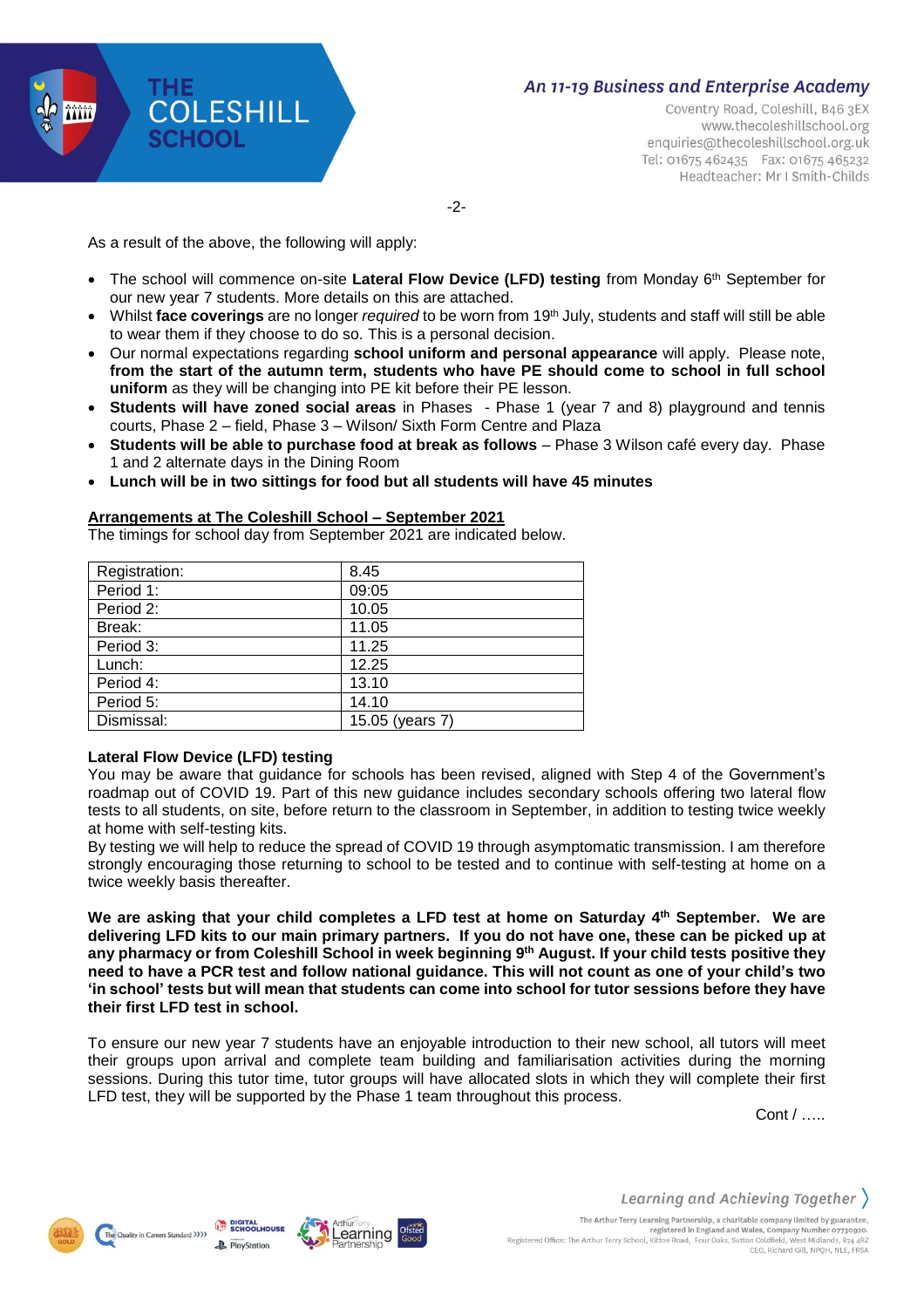As a result of the above, the following will apply:

- The school will commence on-site **Lateral Flow Device (LFD) testing** from Monday 6th September for our new year 7 students. More details on this are attached.
- Whilst **face coverings** are no longer *required* to be worn from 19th July, students and staff will still be able to wear them if they choose to do so. This is a personal decision.
- Our normal expectations regarding **school uniform and personal appearance** will apply. Please note, **from the start of the autumn term, students who have PE should come to school in full school uniform** as they will be changing into PE kit before their PE lesson.
- **Students will have zoned social areas** in Phases - Phase 1 (year 7 and 8) playground and tennis courts, Phase 2 – field, Phase 3 – Wilson/ Sixth Form Centre and Plaza
- **Students will be able to purchase food at break as follows** – Phase 3 Wilson café every day. Phase 1 and 2 alternate days in the Dining Room
- **Lunch will be in two sittings for food but all students will have 45 minutes**

**<u>Arrangements at The Coleshill School – September 2021</u>**

The timings for school day from September 2021 are indicated below.

| Registration: | 8.45 |
|---|---|
| Period 1: | 09:05 |
| Period 2: | 10.05 |
| Break: | 11.05 |
| Period 3: | 11.25 |
| Lunch: | 12.25 |
| Period 4: | 13.10 |
| Period 5: | 14.10 |
| Dismissal: | 15.05 (years 7) |

**Lateral Flow Device (LFD) testing**

You may be aware that guidance for schools has been revised, aligned with Step 4 of the Government's roadmap out of COVID 19. Part of this new guidance includes secondary schools offering two lateral flow tests to all students, on site, before return to the classroom in September, in addition to testing twice weekly at home with self-testing kits.

By testing we will help to reduce the spread of COVID 19 through asymptomatic transmission. I am therefore strongly encouraging those returning to school to be tested and to continue with self-testing at home on a twice weekly basis thereafter.

**We are asking that your child completes a LFD test at home on Saturday 4th September. We are delivering LFD kits to our main primary partners. If you do not have one, these can be picked up at any pharmacy or from Coleshill School in week beginning 9th August. If your child tests positive they need to have a PCR test and follow national guidance. This will not count as one of your child's two 'in school' tests but will mean that students can come into school for tutor sessions before they have their first LFD test in school.**

To ensure our new year 7 students have an enjoyable introduction to their new school, all tutors will meet their groups upon arrival and complete team building and familiarisation activities during the morning sessions. During this tutor time, tutor groups will have allocated slots in which they will complete their first LFD test, they will be supported by the Phase 1 team throughout this process.

Cont / …..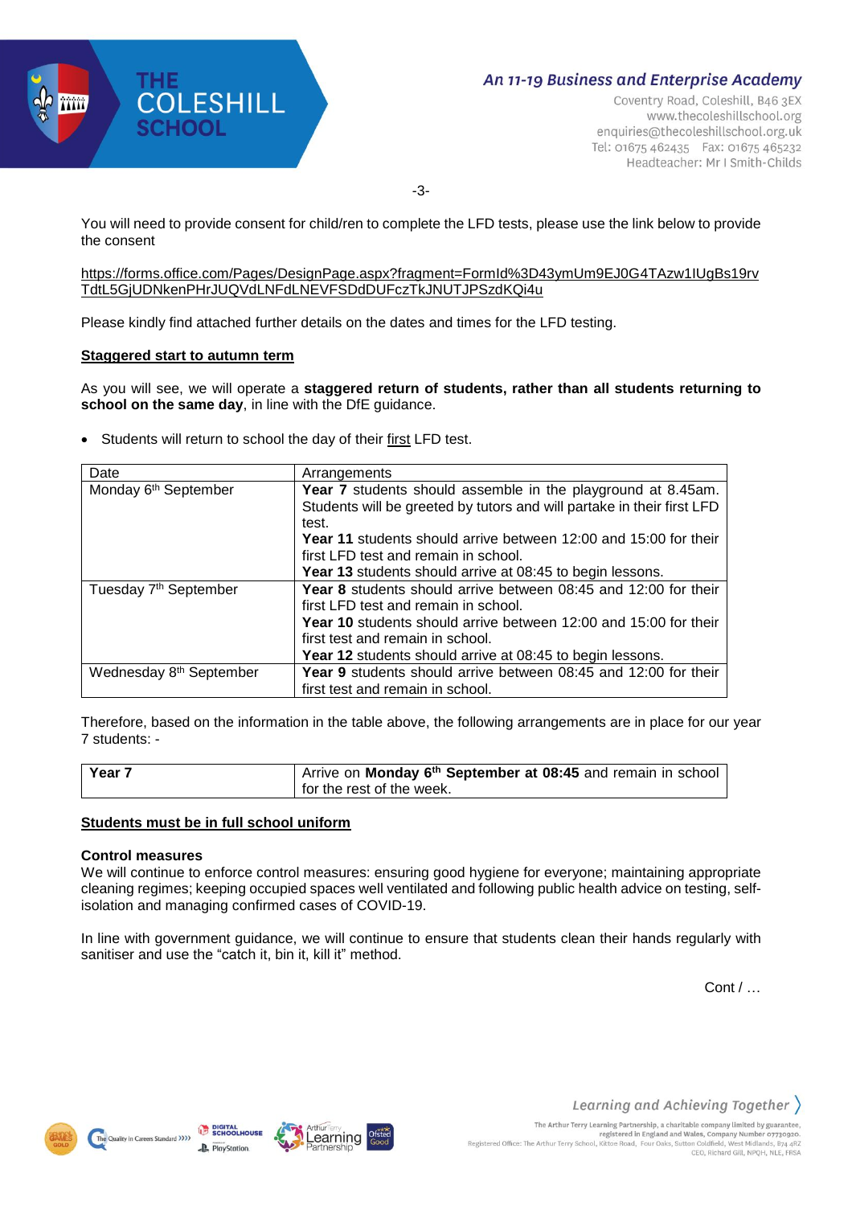You will need to provide consent for child/ren to complete the LFD tests, please use the link below to provide the consent

https://forms.office.com/Pages/DesignPage.aspx?fragment=FormId%3D43ymUm9EJ0G4TAzw1IUgBs19rvTdtL5GjUDNkenPHrJUQVdLNFdLNEVFSDdDUFczTkJNUTJPSzdKQi4u

Please kindly find attached further details on the dates and times for the LFD testing.

**Staggered start to autumn term**

As you will see, we will operate a **staggered return of students, rather than all students returning to school on the same day**, in line with the DfE guidance.

- Students will return to school the day of their first LFD test.

| Date | Arrangements |
|---|---|
| Monday 6th September | **Year 7** students should assemble in the playground at 8.45am. Students will be greeted by tutors and will partake in their first LFD test.<br>**Year 11** students should arrive between 12:00 and 15:00 for their first LFD test and remain in school.<br>**Year 13** students should arrive at 08:45 to begin lessons. |
| Tuesday 7th September | **Year 8** students should arrive between 08:45 and 12:00 for their first LFD test and remain in school.<br>**Year 10** students should arrive between 12:00 and 15:00 for their first test and remain in school.<br>**Year 12** students should arrive at 08:45 to begin lessons. |
| Wednesday 8th September | **Year 9** students should arrive between 08:45 and 12:00 for their first test and remain in school. |

Therefore, based on the information in the table above, the following arrangements are in place for our year 7 students: -

| **Year 7** | Arrive on **Monday 6th September at 08:45** and remain in school for the rest of the week. |
|---|---|

**Students must be in full school uniform**

**Control measures**

We will continue to enforce control measures: ensuring good hygiene for everyone; maintaining appropriate cleaning regimes; keeping occupied spaces well ventilated and following public health advice on testing, self-isolation and managing confirmed cases of COVID-19.

In line with government guidance, we will continue to ensure that students clean their hands regularly with sanitiser and use the "catch it, bin it, kill it" method.

Cont / …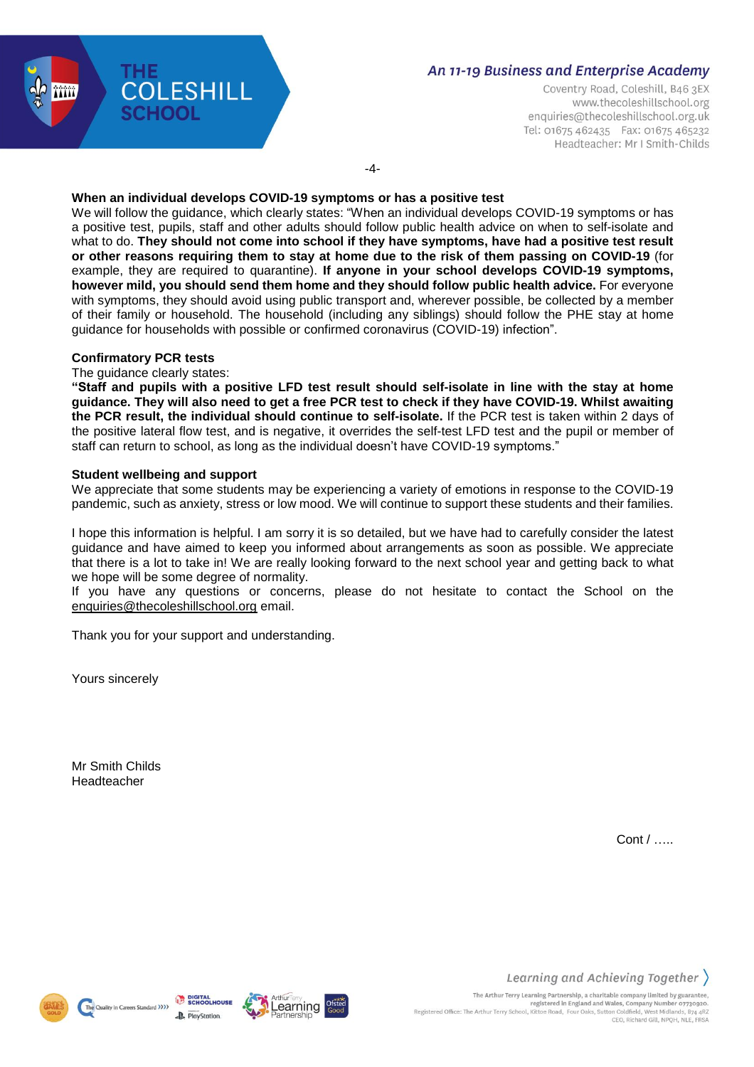**When an individual develops COVID-19 symptoms or has a positive test**

We will follow the guidance, which clearly states: "When an individual develops COVID-19 symptoms or has a positive test, pupils, staff and other adults should follow public health advice on when to self-isolate and what to do. **They should not come into school if they have symptoms, have had a positive test result or other reasons requiring them to stay at home due to the risk of them passing on COVID-19** (for example, they are required to quarantine). **If anyone in your school develops COVID-19 symptoms, however mild, you should send them home and they should follow public health advice.** For everyone with symptoms, they should avoid using public transport and, wherever possible, be collected by a member of their family or household. The household (including any siblings) should follow the PHE stay at home guidance for households with possible or confirmed coronavirus (COVID-19) infection".

**Confirmatory PCR tests**

The guidance clearly states:

**"Staff and pupils with a positive LFD test result should self-isolate in line with the stay at home guidance. They will also need to get a free PCR test to check if they have COVID-19. Whilst awaiting the PCR result, the individual should continue to self-isolate.** If the PCR test is taken within 2 days of the positive lateral flow test, and is negative, it overrides the self-test LFD test and the pupil or member of staff can return to school, as long as the individual doesn't have COVID-19 symptoms."

**Student wellbeing and support**

We appreciate that some students may be experiencing a variety of emotions in response to the COVID-19 pandemic, such as anxiety, stress or low mood. We will continue to support these students and their families.

I hope this information is helpful. I am sorry it is so detailed, but we have had to carefully consider the latest guidance and have aimed to keep you informed about arrangements as soon as possible. We appreciate that there is a lot to take in! We are really looking forward to the next school year and getting back to what we hope will be some degree of normality.

If you have any questions or concerns, please do not hesitate to contact the School on the enquiries@thecoleshillschool.org email.

Thank you for your support and understanding.

Yours sincerely

Mr Smith Childs
Headteacher

Cont / …..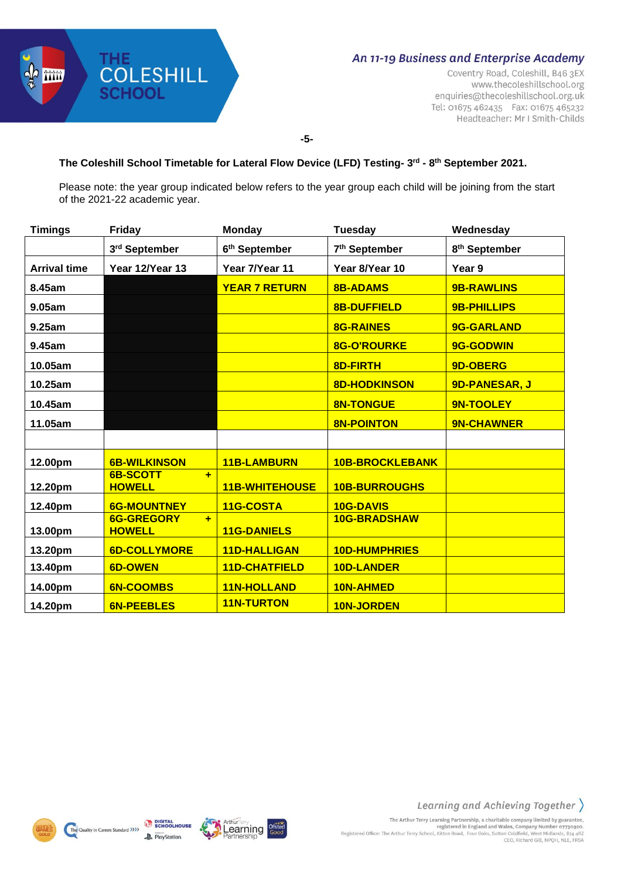**The Coleshill School Timetable for Lateral Flow Device (LFD) Testing- 3rd - 8th September 2021.**

Please note: the year group indicated below refers to the year group each child will be joining from the start of the 2021-22 academic year.

| Timings | Friday | Monday | Tuesday | Wednesday |
|---|---|---|---|---|
| | 3rd September | 6th September | 7th September | 8th September |
| Arrival time | Year 12/Year 13 | Year 7/Year 11 | Year 8/Year 10 | Year 9 |
| 8.45am | | YEAR 7 RETURN | 8B-ADAMS | 9B-RAWLINS |
| 9.05am | | | 8B-DUFFIELD | 9B-PHILLIPS |
| 9.25am | | | 8G-RAINES | 9G-GARLAND |
| 9.45am | | | 8G-O'ROURKE | 9G-GODWIN |
| 10.05am | | | 8D-FIRTH | 9D-OBERG |
| 10.25am | | | 8D-HODKINSON | 9D-PANESAR, J |
| 10.45am | | | 8N-TONGUE | 9N-TOOLEY |
| 11.05am | | | 8N-POINTON | 9N-CHAWNER |
| | | | | |
| 12.00pm | 6B-WILKINSON | 11B-LAMBURN | 10B-BROCKLEBANK | |
| 12.20pm | 6B-SCOTT + HOWELL | 11B-WHITEHOUSE | 10B-BURROUGHS | |
| 12.40pm | 6G-MOUNTNEY | 11G-COSTA | 10G-DAVIS | |
| 13.00pm | 6G-GREGORY + HOWELL | 11G-DANIELS | 10G-BRADSHAW | |
| 13.20pm | 6D-COLLYMORE | 11D-HALLIGAN | 10D-HUMPHRIES | |
| 13.40pm | 6D-OWEN | 11D-CHATFIELD | 10D-LANDER | |
| 14.00pm | 6N-COOMBS | 11N-HOLLAND | 10N-AHMED | |
| 14.20pm | 6N-PEEBLES | 11N-TURTON | 10N-JORDEN | |